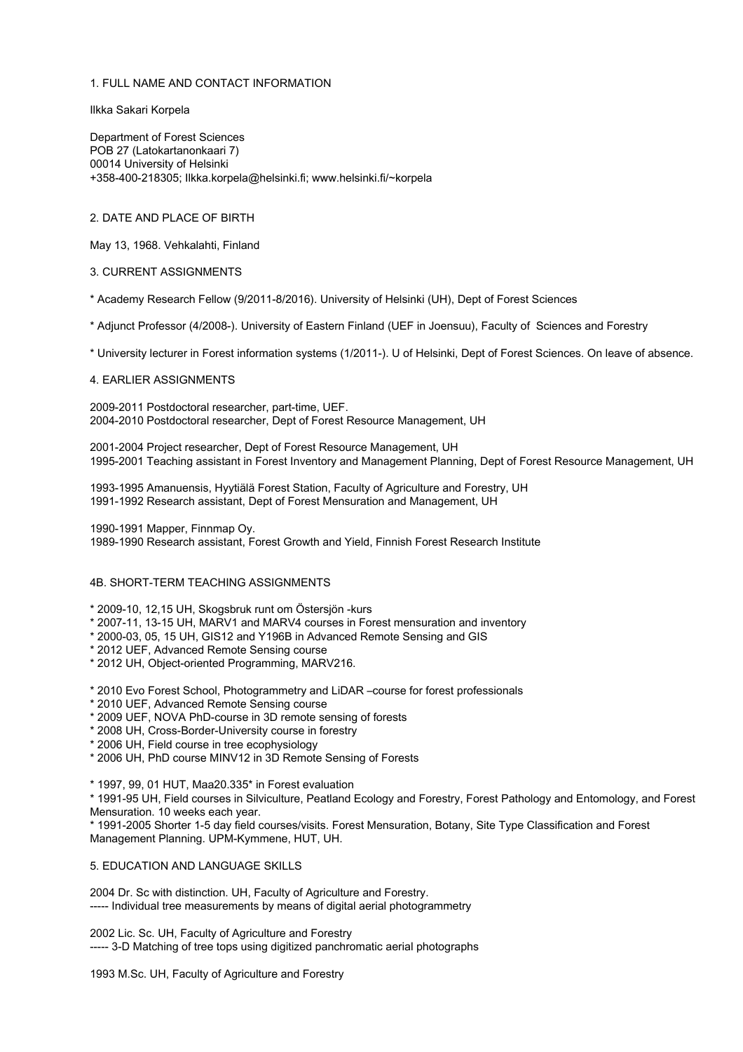## 1. FULL NAME AND CONTACT INFORMATION

Ilkka Sakari Korpela

Department of Forest Sciences
POB 27 (Latokartanonkaari 7)
00014 University of Helsinki
+358-400-218305; Ilkka.korpela@helsinki.fi; www.helsinki.fi/~korpela

## 2. DATE AND PLACE OF BIRTH

May 13, 1968. Vehkalahti, Finland

## 3. CURRENT ASSIGNMENTS

* Academy Research Fellow (9/2011-8/2016). University of Helsinki (UH), Dept of Forest Sciences

* Adjunct Professor (4/2008-). University of Eastern Finland (UEF in Joensuu), Faculty of Sciences and Forestry

* University lecturer in Forest information systems (1/2011-). U of Helsinki, Dept of Forest Sciences. On leave of absence.

## 4. EARLIER ASSIGNMENTS

2009-2011 Postdoctoral researcher, part-time, UEF.
2004-2010 Postdoctoral researcher, Dept of Forest Resource Management, UH

2001-2004 Project researcher, Dept of Forest Resource Management, UH
1995-2001 Teaching assistant in Forest Inventory and Management Planning, Dept of Forest Resource Management, UH

1993-1995 Amanuensis, Hyytiälä Forest Station, Faculty of Agriculture and Forestry, UH
1991-1992 Research assistant, Dept of Forest Mensuration and Management, UH

1990-1991 Mapper, Finnmap Oy.
1989-1990 Research assistant, Forest Growth and Yield, Finnish Forest Research Institute

## 4B. SHORT-TERM TEACHING ASSIGNMENTS

* 2009-10, 12,15 UH, Skogsbruk runt om Östersjön -kurs
* 2007-11, 13-15 UH, MARV1 and MARV4 courses in Forest mensuration and inventory
* 2000-03, 05, 15 UH, GIS12 and Y196B in Advanced Remote Sensing and GIS
* 2012 UEF, Advanced Remote Sensing course
* 2012 UH, Object-oriented Programming, MARV216.

* 2010 Evo Forest School, Photogrammetry and LiDAR –course for forest professionals
* 2010 UEF, Advanced Remote Sensing course
* 2009 UEF, NOVA PhD-course in 3D remote sensing of forests
* 2008 UH, Cross-Border-University course in forestry
* 2006 UH, Field course in tree ecophysiology
* 2006 UH, PhD course MINV12 in 3D Remote Sensing of Forests

* 1997, 99, 01 HUT, Maa20.335* in Forest evaluation
* 1991-95 UH, Field courses in Silviculture, Peatland Ecology and Forestry, Forest Pathology and Entomology, and Forest Mensuration. 10 weeks each year.
* 1991-2005 Shorter 1-5 day field courses/visits. Forest Mensuration, Botany, Site Type Classification and Forest Management Planning. UPM-Kymmene, HUT, UH.

## 5. EDUCATION AND LANGUAGE SKILLS

2004 Dr. Sc with distinction. UH, Faculty of Agriculture and Forestry.
----- Individual tree measurements by means of digital aerial photogrammetry

2002 Lic. Sc. UH, Faculty of Agriculture and Forestry
----- 3-D Matching of tree tops using digitized panchromatic aerial photographs

1993 M.Sc. UH, Faculty of Agriculture and Forestry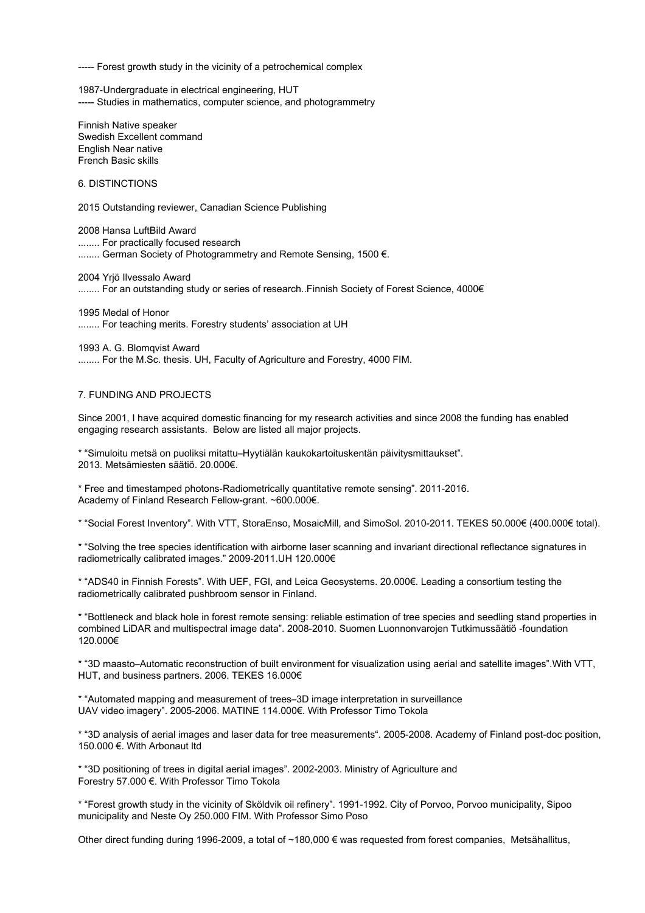----- Forest growth study in the vicinity of a petrochemical complex

1987-Undergraduate in electrical engineering, HUT
----- Studies in mathematics, computer science, and photogrammetry

Finnish Native speaker
Swedish Excellent command
English Near native
French Basic skills

## 6. DISTINCTIONS

2015 Outstanding reviewer, Canadian Science Publishing

2008 Hansa LuftBild Award
........ For practically focused research
........ German Society of Photogrammetry and Remote Sensing, 1500 €.

2004 Yrjö Ilvessalo Award
........ For an outstanding study or series of research..Finnish Society of Forest Science, 4000€

1995 Medal of Honor
........ For teaching merits. Forestry students' association at UH

1993 A. G. Blomqvist Award
........ For the M.Sc. thesis. UH, Faculty of Agriculture and Forestry, 4000 FIM.

## 7. FUNDING AND PROJECTS

Since 2001, I have acquired domestic financing for my research activities and since 2008 the funding has enabled engaging research assistants. Below are listed all major projects.

* "Simuloitu metsä on puoliksi mitattu–Hyytiälän kaukokartoituskentän päivitysmittaukset". 2013. Metsämiesten säätiö. 20.000€.

* Free and timestamped photons-Radiometrically quantitative remote sensing". 2011-2016. Academy of Finland Research Fellow-grant. ~600.000€.

* "Social Forest Inventory". With VTT, StoraEnso, MosaicMill, and SimoSol. 2010-2011. TEKES 50.000€ (400.000€ total).

* "Solving the tree species identification with airborne laser scanning and invariant directional reflectance signatures in radiometrically calibrated images." 2009-2011.UH 120.000€

* "ADS40 in Finnish Forests". With UEF, FGI, and Leica Geosystems. 20.000€. Leading a consortium testing the radiometrically calibrated pushbroom sensor in Finland.

* "Bottleneck and black hole in forest remote sensing: reliable estimation of tree species and seedling stand properties in combined LiDAR and multispectral image data". 2008-2010. Suomen Luonnonvarojen Tutkimussäätiö -foundation 120.000€

* "3D maasto–Automatic reconstruction of built environment for visualization using aerial and satellite images".With VTT, HUT, and business partners. 2006. TEKES 16.000€

* "Automated mapping and measurement of trees–3D image interpretation in surveillance UAV video imagery". 2005-2006. MATINE 114.000€. With Professor Timo Tokola

* "3D analysis of aerial images and laser data for tree measurements". 2005-2008. Academy of Finland post-doc position, 150.000 €. With Arbonaut ltd

* "3D positioning of trees in digital aerial images". 2002-2003. Ministry of Agriculture and Forestry 57.000 €. With Professor Timo Tokola

* "Forest growth study in the vicinity of Sköldvik oil refinery". 1991-1992. City of Porvoo, Porvoo municipality, Sipoo municipality and Neste Oy 250.000 FIM. With Professor Simo Poso

Other direct funding during 1996-2009, a total of ~180,000 € was requested from forest companies, Metsähallitus,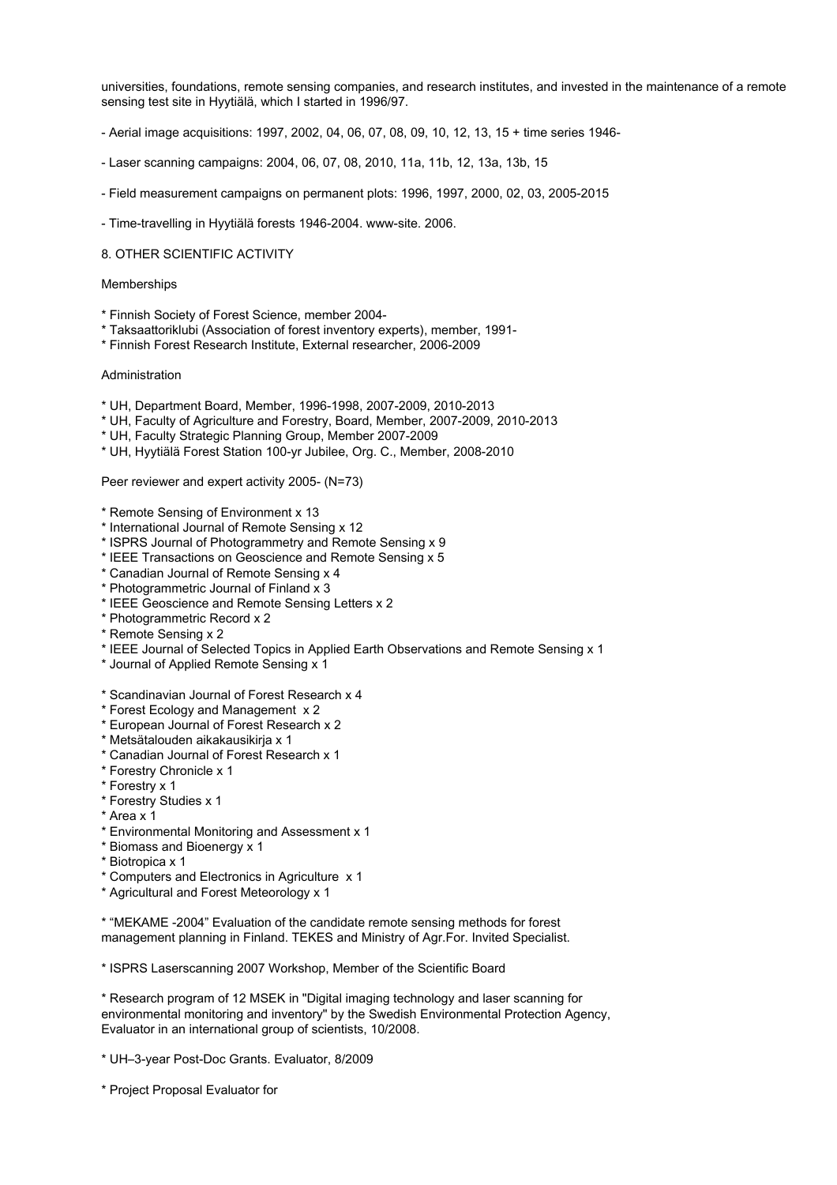universities, foundations, remote sensing companies, and research institutes, and invested in the maintenance of a remote sensing test site in Hyytiälä, which I started in 1996/97.

- Aerial image acquisitions: 1997, 2002, 04, 06, 07, 08, 09, 10, 12, 13, 15 + time series 1946-

- Laser scanning campaigns: 2004, 06, 07, 08, 2010, 11a, 11b, 12, 13a, 13b, 15

- Field measurement campaigns on permanent plots: 1996, 1997, 2000, 02, 03, 2005-2015

- Time-travelling in Hyytiälä forests 1946-2004. www-site. 2006.

8. OTHER SCIENTIFIC ACTIVITY

Memberships

* Finnish Society of Forest Science, member 2004-
* Taksaattoriklubi (Association of forest inventory experts), member, 1991-
* Finnish Forest Research Institute, External researcher, 2006-2009

Administration

* UH, Department Board, Member, 1996-1998, 2007-2009, 2010-2013
* UH, Faculty of Agriculture and Forestry, Board, Member, 2007-2009, 2010-2013
* UH, Faculty Strategic Planning Group, Member 2007-2009
* UH, Hyytiälä Forest Station 100-yr Jubilee, Org. C., Member, 2008-2010

Peer reviewer and expert activity 2005- (N=73)

* Remote Sensing of Environment x 13
* International Journal of Remote Sensing x 12
* ISPRS Journal of Photogrammetry and Remote Sensing x 9
* IEEE Transactions on Geoscience and Remote Sensing x 5
* Canadian Journal of Remote Sensing x 4
* Photogrammetric Journal of Finland x 3
* IEEE Geoscience and Remote Sensing Letters x 2
* Photogrammetric Record x 2
* Remote Sensing x 2
* IEEE Journal of Selected Topics in Applied Earth Observations and Remote Sensing x 1
* Journal of Applied Remote Sensing x 1

* Scandinavian Journal of Forest Research x 4
* Forest Ecology and Management x 2
* European Journal of Forest Research x 2
* Metsätalouden aikakausikirja x 1
* Canadian Journal of Forest Research x 1
* Forestry Chronicle x 1
* Forestry x 1
* Forestry Studies x 1
* Area x 1
* Environmental Monitoring and Assessment x 1
* Biomass and Bioenergy x 1
* Biotropica x 1
* Computers and Electronics in Agriculture x 1
* Agricultural and Forest Meteorology x 1

* "MEKAME -2004" Evaluation of the candidate remote sensing methods for forest management planning in Finland. TEKES and Ministry of Agr.For. Invited Specialist.

* ISPRS Laserscanning 2007 Workshop, Member of the Scientific Board

* Research program of 12 MSEK in "Digital imaging technology and laser scanning for environmental monitoring and inventory" by the Swedish Environmental Protection Agency, Evaluator in an international group of scientists, 10/2008.

* UH–3-year Post-Doc Grants. Evaluator, 8/2009

* Project Proposal Evaluator for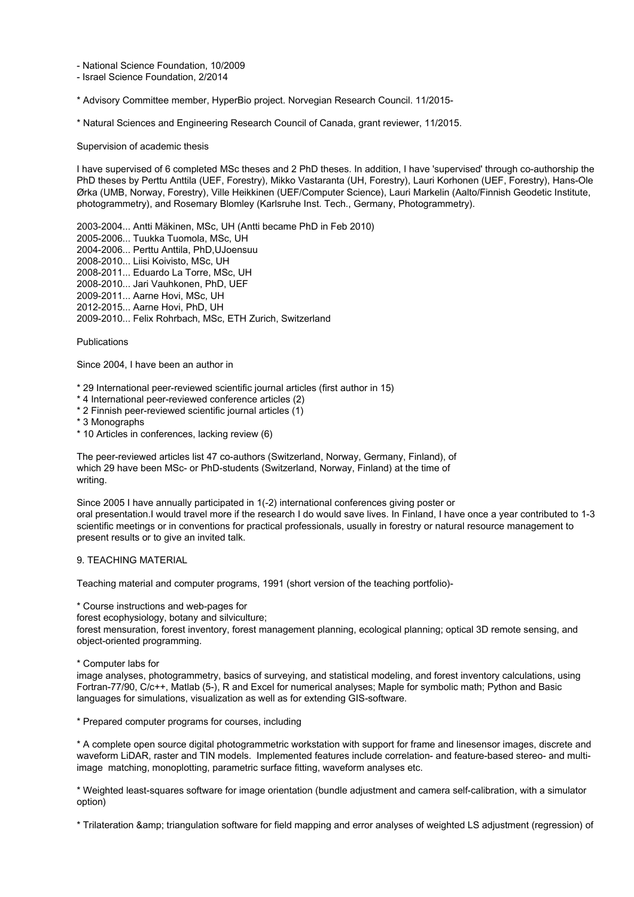- National Science Foundation, 10/2009
- Israel Science Foundation, 2/2014

* Advisory Committee member, HyperBio project. Norvegian Research Council. 11/2015-

* Natural Sciences and Engineering Research Council of Canada, grant reviewer, 11/2015.

Supervision of academic thesis

I have supervised of 6 completed MSc theses and 2 PhD theses. In addition, I have 'supervised' through co-authorship the PhD theses by Perttu Anttila (UEF, Forestry), Mikko Vastaranta (UH, Forestry), Lauri Korhonen (UEF, Forestry), Hans-Ole Ørka (UMB, Norway, Forestry), Ville Heikkinen (UEF/Computer Science), Lauri Markelin (Aalto/Finnish Geodetic Institute, photogrammetry), and Rosemary Blomley (Karlsruhe Inst. Tech., Germany, Photogrammetry).

2003-2004... Antti Mäkinen, MSc, UH (Antti became PhD in Feb 2010)
2005-2006... Tuukka Tuomola, MSc, UH
2004-2006... Perttu Anttila, PhD,UJoensuu
2008-2010... Liisi Koivisto, MSc, UH
2008-2011... Eduardo La Torre, MSc, UH
2008-2010... Jari Vauhkonen, PhD, UEF
2009-2011... Aarne Hovi, MSc, UH
2012-2015... Aarne Hovi, PhD, UH
2009-2010... Felix Rohrbach, MSc, ETH Zurich, Switzerland

Publications

Since 2004, I have been an author in

* 29 International peer-reviewed scientific journal articles (first author in 15)
* 4 International peer-reviewed conference articles (2)
* 2 Finnish peer-reviewed scientific journal articles (1)
* 3 Monographs
* 10 Articles in conferences, lacking review (6)

The peer-reviewed articles list 47 co-authors (Switzerland, Norway, Germany, Finland), of which 29 have been MSc- or PhD-students (Switzerland, Norway, Finland) at the time of writing.

Since 2005 I have annually participated in 1(-2) international conferences giving poster or oral presentation.I would travel more if the research I do would save lives. In Finland, I have once a year contributed to 1-3 scientific meetings or in conventions for practical professionals, usually in forestry or natural resource management to present results or to give an invited talk.

9. TEACHING MATERIAL

Teaching material and computer programs, 1991 (short version of the teaching portfolio)-

* Course instructions and web-pages for
forest ecophysiology, botany and silviculture;
forest mensuration, forest inventory, forest management planning, ecological planning; optical 3D remote sensing, and object-oriented programming.

* Computer labs for
image analyses, photogrammetry, basics of surveying, and statistical modeling, and forest inventory calculations, using Fortran-77/90, C/c++, Matlab (5-), R and Excel for numerical analyses; Maple for symbolic math; Python and Basic languages for simulations, visualization as well as for extending GIS-software.

* Prepared computer programs for courses, including

* A complete open source digital photogrammetric workstation with support for frame and linesensor images, discrete and waveform LiDAR, raster and TIN models. Implemented features include correlation- and feature-based stereo- and multi-image matching, monoplotting, parametric surface fitting, waveform analyses etc.

* Weighted least-squares software for image orientation (bundle adjustment and camera self-calibration, with a simulator option)

* Trilateration &amp; triangulation software for field mapping and error analyses of weighted LS adjustment (regression) of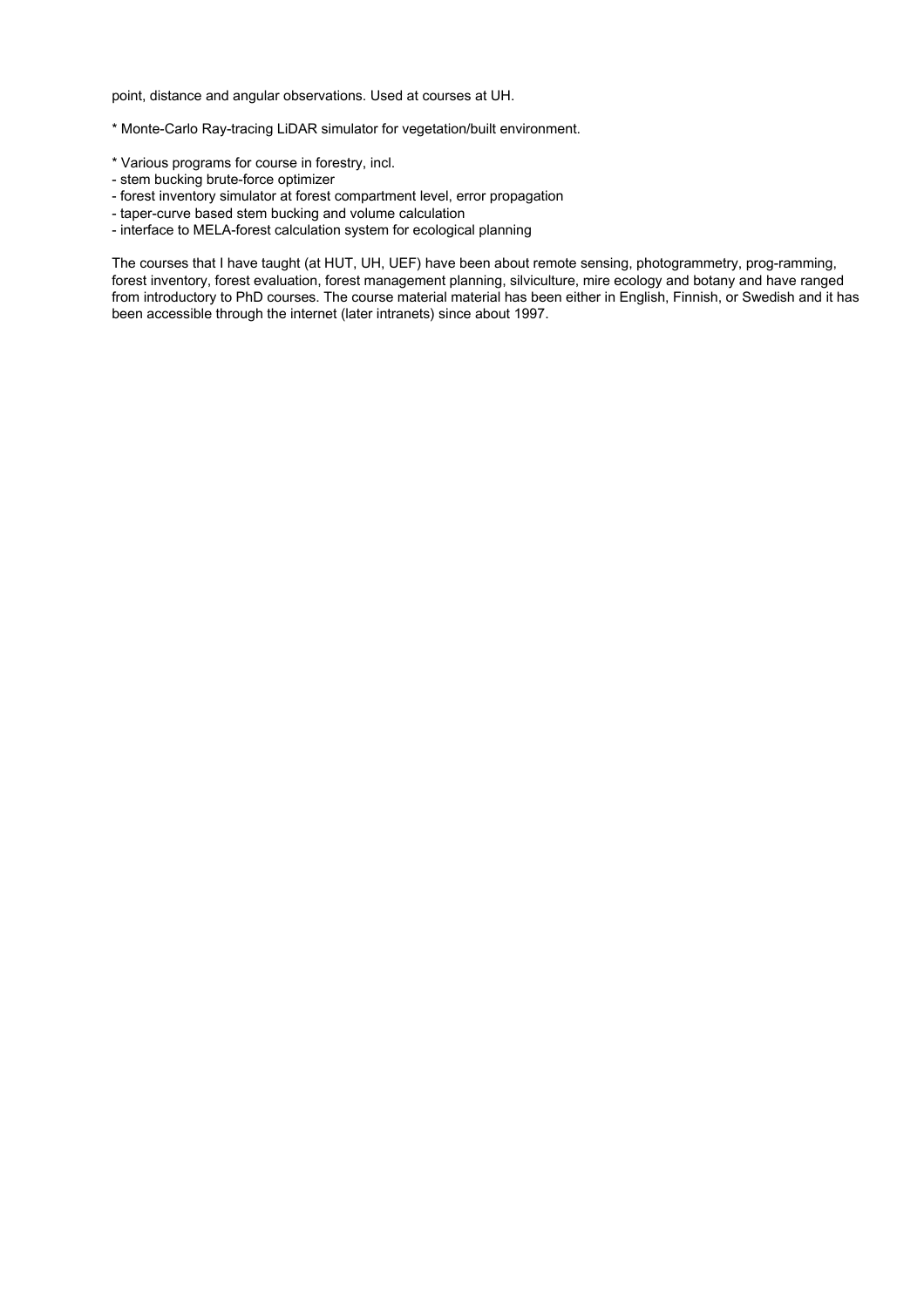point, distance and angular observations. Used at courses at UH.

* Monte-Carlo Ray-tracing LiDAR simulator for vegetation/built environment.

* Various programs for course in forestry, incl.
- stem bucking brute-force optimizer
- forest inventory simulator at forest compartment level, error propagation
- taper-curve based stem bucking and volume calculation
- interface to MELA-forest calculation system for ecological planning

The courses that I have taught (at HUT, UH, UEF) have been about remote sensing, photogrammetry, prog-ramming, forest inventory, forest evaluation, forest management planning, silviculture, mire ecology and botany and have ranged from introductory to PhD courses. The course material material has been either in English, Finnish, or Swedish and it has been accessible through the internet (later intranets) since about 1997.